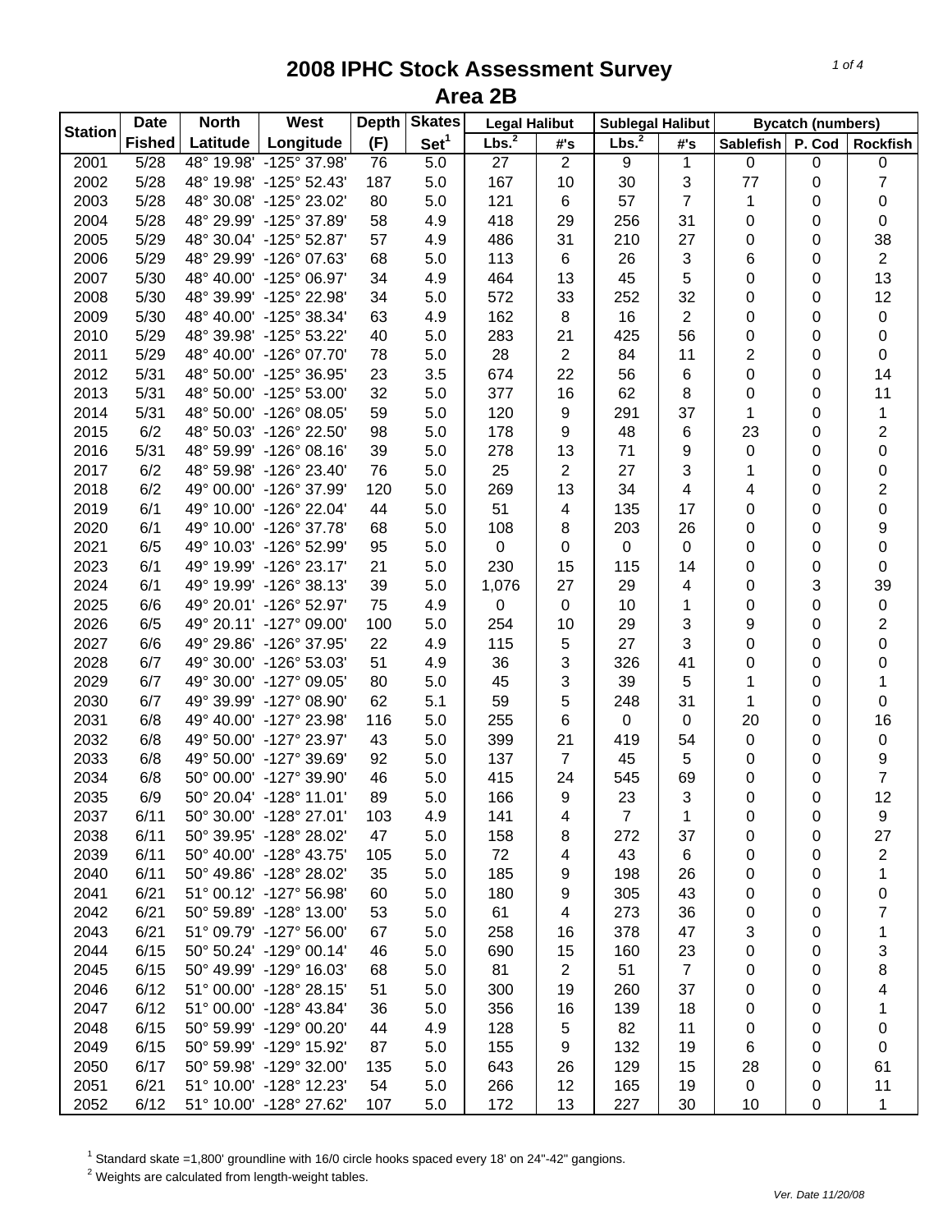# 2008 IPHC Stock Assessment Survey
## Area 2B

| Station | Date | North | West | Depth | Skates | Legal Halibut | | Sublegal Halibut | | Bycatch (numbers) | | |
|---|---|---|---|---|---|---|---|---|---|---|---|---|
| | Fished | Latitude | Longitude | (F) | Set[1] | Lbs.[2] | #'s | Lbs.[2] | #'s | Sablefish | P. Cod | Rockfish |
| 2001 | 5/28 | 48° 19.98' | -125° 37.98' | 76 | 5.0 | 27 | 2 | 9 | 1 | 0 | 0 | 0 |
| 2002 | 5/28 | 48° 19.98' | -125° 52.43' | 187 | 5.0 | 167 | 10 | 30 | 3 | 77 | 0 | 7 |
| 2003 | 5/28 | 48° 30.08' | -125° 23.02' | 80 | 5.0 | 121 | 6 | 57 | 7 | 1 | 0 | 0 |
| 2004 | 5/28 | 48° 29.99' | -125° 37.89' | 58 | 4.9 | 418 | 29 | 256 | 31 | 0 | 0 | 0 |
| 2005 | 5/29 | 48° 30.04' | -125° 52.87' | 57 | 4.9 | 486 | 31 | 210 | 27 | 0 | 0 | 38 |
| 2006 | 5/29 | 48° 29.99' | -126° 07.63' | 68 | 5.0 | 113 | 6 | 26 | 3 | 6 | 0 | 2 |
| 2007 | 5/30 | 48° 40.00' | -125° 06.97' | 34 | 4.9 | 464 | 13 | 45 | 5 | 0 | 0 | 13 |
| 2008 | 5/30 | 48° 39.99' | -125° 22.98' | 34 | 5.0 | 572 | 33 | 252 | 32 | 0 | 0 | 12 |
| 2009 | 5/30 | 48° 40.00' | -125° 38.34' | 63 | 4.9 | 162 | 8 | 16 | 2 | 0 | 0 | 0 |
| 2010 | 5/29 | 48° 39.98' | -125° 53.22' | 40 | 5.0 | 283 | 21 | 425 | 56 | 0 | 0 | 0 |
| 2011 | 5/29 | 48° 40.00' | -126° 07.70' | 78 | 5.0 | 28 | 2 | 84 | 11 | 2 | 0 | 0 |
| 2012 | 5/31 | 48° 50.00' | -125° 36.95' | 23 | 3.5 | 674 | 22 | 56 | 6 | 0 | 0 | 14 |
| 2013 | 5/31 | 48° 50.00' | -125° 53.00' | 32 | 5.0 | 377 | 16 | 62 | 8 | 0 | 0 | 11 |
| 2014 | 5/31 | 48° 50.00' | -126° 08.05' | 59 | 5.0 | 120 | 9 | 291 | 37 | 1 | 0 | 1 |
| 2015 | 6/2 | 48° 50.03' | -126° 22.50' | 98 | 5.0 | 178 | 9 | 48 | 6 | 23 | 0 | 2 |
| 2016 | 5/31 | 48° 59.99' | -126° 08.16' | 39 | 5.0 | 278 | 13 | 71 | 9 | 0 | 0 | 0 |
| 2017 | 6/2 | 48° 59.98' | -126° 23.40' | 76 | 5.0 | 25 | 2 | 27 | 3 | 1 | 0 | 0 |
| 2018 | 6/2 | 49° 00.00' | -126° 37.99' | 120 | 5.0 | 269 | 13 | 34 | 4 | 4 | 0 | 2 |
| 2019 | 6/1 | 49° 10.00' | -126° 22.04' | 44 | 5.0 | 51 | 4 | 135 | 17 | 0 | 0 | 0 |
| 2020 | 6/1 | 49° 10.00' | -126° 37.78' | 68 | 5.0 | 108 | 8 | 203 | 26 | 0 | 0 | 9 |
| 2021 | 6/5 | 49° 10.03' | -126° 52.99' | 95 | 5.0 | 0 | 0 | 0 | 0 | 0 | 0 | 0 |
| 2023 | 6/1 | 49° 19.99' | -126° 23.17' | 21 | 5.0 | 230 | 15 | 115 | 14 | 0 | 0 | 0 |
| 2024 | 6/1 | 49° 19.99' | -126° 38.13' | 39 | 5.0 | 1,076 | 27 | 29 | 4 | 0 | 3 | 39 |
| 2025 | 6/6 | 49° 20.01' | -126° 52.97' | 75 | 4.9 | 0 | 0 | 10 | 1 | 0 | 0 | 0 |
| 2026 | 6/5 | 49° 20.11' | -127° 09.00' | 100 | 5.0 | 254 | 10 | 29 | 3 | 9 | 0 | 2 |
| 2027 | 6/6 | 49° 29.86' | -126° 37.95' | 22 | 4.9 | 115 | 5 | 27 | 3 | 0 | 0 | 0 |
| 2028 | 6/7 | 49° 30.00' | -126° 53.03' | 51 | 4.9 | 36 | 3 | 326 | 41 | 0 | 0 | 0 |
| 2029 | 6/7 | 49° 30.00' | -127° 09.05' | 80 | 5.0 | 45 | 3 | 39 | 5 | 1 | 0 | 1 |
| 2030 | 6/7 | 49° 39.99' | -127° 08.90' | 62 | 5.1 | 59 | 5 | 248 | 31 | 1 | 0 | 0 |
| 2031 | 6/8 | 49° 40.00' | -127° 23.98' | 116 | 5.0 | 255 | 6 | 0 | 0 | 20 | 0 | 16 |
| 2032 | 6/8 | 49° 50.00' | -127° 23.97' | 43 | 5.0 | 399 | 21 | 419 | 54 | 0 | 0 | 0 |
| 2033 | 6/8 | 49° 50.00' | -127° 39.69' | 92 | 5.0 | 137 | 7 | 45 | 5 | 0 | 0 | 9 |
| 2034 | 6/8 | 50° 00.00' | -127° 39.90' | 46 | 5.0 | 415 | 24 | 545 | 69 | 0 | 0 | 7 |
| 2035 | 6/9 | 50° 20.04' | -128° 11.01' | 89 | 5.0 | 166 | 9 | 23 | 3 | 0 | 0 | 12 |
| 2037 | 6/11 | 50° 30.00' | -128° 27.01' | 103 | 4.9 | 141 | 4 | 7 | 1 | 0 | 0 | 9 |
| 2038 | 6/11 | 50° 39.95' | -128° 28.02' | 47 | 5.0 | 158 | 8 | 272 | 37 | 0 | 0 | 27 |
| 2039 | 6/11 | 50° 40.00' | -128° 43.75' | 105 | 5.0 | 72 | 4 | 43 | 6 | 0 | 0 | 2 |
| 2040 | 6/11 | 50° 49.86' | -128° 28.02' | 35 | 5.0 | 185 | 9 | 198 | 26 | 0 | 0 | 1 |
| 2041 | 6/21 | 51° 00.12' | -127° 56.98' | 60 | 5.0 | 180 | 9 | 305 | 43 | 0 | 0 | 0 |
| 2042 | 6/21 | 50° 59.89' | -128° 13.00' | 53 | 5.0 | 61 | 4 | 273 | 36 | 0 | 0 | 7 |
| 2043 | 6/21 | 51° 09.79' | -127° 56.00' | 67 | 5.0 | 258 | 16 | 378 | 47 | 3 | 0 | 1 |
| 2044 | 6/15 | 50° 50.24' | -129° 00.14' | 46 | 5.0 | 690 | 15 | 160 | 23 | 0 | 0 | 3 |
| 2045 | 6/15 | 50° 49.99' | -129° 16.03' | 68 | 5.0 | 81 | 2 | 51 | 7 | 0 | 0 | 8 |
| 2046 | 6/12 | 51° 00.00' | -128° 28.15' | 51 | 5.0 | 300 | 19 | 260 | 37 | 0 | 0 | 4 |
| 2047 | 6/12 | 51° 00.00' | -128° 43.84' | 36 | 5.0 | 356 | 16 | 139 | 18 | 0 | 0 | 1 |
| 2048 | 6/15 | 50° 59.99' | -129° 00.20' | 44 | 4.9 | 128 | 5 | 82 | 11 | 0 | 0 | 0 |
| 2049 | 6/15 | 50° 59.99' | -129° 15.92' | 87 | 5.0 | 155 | 9 | 132 | 19 | 6 | 0 | 0 |
| 2050 | 6/17 | 50° 59.98' | -129° 32.00' | 135 | 5.0 | 643 | 26 | 129 | 15 | 28 | 0 | 61 |
| 2051 | 6/21 | 51° 10.00' | -128° 12.23' | 54 | 5.0 | 266 | 12 | 165 | 19 | 0 | 0 | 11 |
| 2052 | 6/12 | 51° 10.00' | -128° 27.62' | 107 | 5.0 | 172 | 13 | 227 | 30 | 10 | 0 | 1 |

[1] Standard skate =1,800' groundline with 16/0 circle hooks spaced every 18' on 24"-42" gangions.
[2] Weights are calculated from length-weight tables.

*Ver. Date 11/20/08*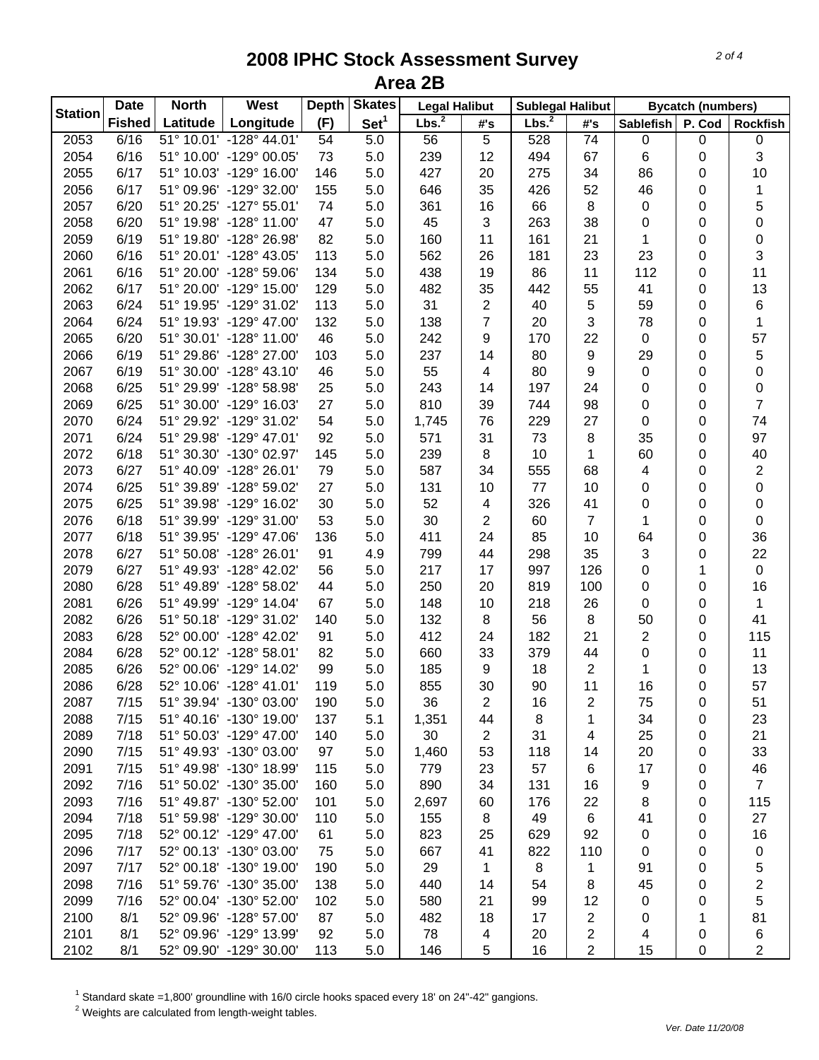# 2008 IPHC Stock Assessment Survey
## Area 2B

| Station | Date | North | West | Depth | Skates | Legal Halibut | | Sublegal Halibut | | Bycatch (numbers) | | |
|---|---|---|---|---|---|---|---|---|---|---|---|---|
| | Fished | Latitude | Longitude | (F) | Set[1] | Lbs.[2] | #'s | Lbs.[2] | #'s | Sablefish | P. Cod | Rockfish |
| 2053 | 6/16 | 51° 10.01' | -128° 44.01' | 54 | 5.0 | 56 | 5 | 528 | 74 | 0 | 0 | 0 |
| 2054 | 6/16 | 51° 10.00' | -129° 00.05' | 73 | 5.0 | 239 | 12 | 494 | 67 | 6 | 0 | 3 |
| 2055 | 6/17 | 51° 10.03' | -129° 16.00' | 146 | 5.0 | 427 | 20 | 275 | 34 | 86 | 0 | 10 |
| 2056 | 6/17 | 51° 09.96' | -129° 32.00' | 155 | 5.0 | 646 | 35 | 426 | 52 | 46 | 0 | 1 |
| 2057 | 6/20 | 51° 20.25' | -127° 55.01' | 74 | 5.0 | 361 | 16 | 66 | 8 | 0 | 0 | 5 |
| 2058 | 6/20 | 51° 19.98' | -128° 11.00' | 47 | 5.0 | 45 | 3 | 263 | 38 | 0 | 0 | 0 |
| 2059 | 6/19 | 51° 19.80' | -128° 26.98' | 82 | 5.0 | 160 | 11 | 161 | 21 | 1 | 0 | 0 |
| 2060 | 6/16 | 51° 20.01' | -128° 43.05' | 113 | 5.0 | 562 | 26 | 181 | 23 | 23 | 0 | 3 |
| 2061 | 6/16 | 51° 20.00' | -128° 59.06' | 134 | 5.0 | 438 | 19 | 86 | 11 | 112 | 0 | 11 |
| 2062 | 6/17 | 51° 20.00' | -129° 15.00' | 129 | 5.0 | 482 | 35 | 442 | 55 | 41 | 0 | 13 |
| 2063 | 6/24 | 51° 19.95' | -129° 31.02' | 113 | 5.0 | 31 | 2 | 40 | 5 | 59 | 0 | 6 |
| 2064 | 6/24 | 51° 19.93' | -129° 47.00' | 132 | 5.0 | 138 | 7 | 20 | 3 | 78 | 0 | 1 |
| 2065 | 6/20 | 51° 30.01' | -128° 11.00' | 46 | 5.0 | 242 | 9 | 170 | 22 | 0 | 0 | 57 |
| 2066 | 6/19 | 51° 29.86' | -128° 27.00' | 103 | 5.0 | 237 | 14 | 80 | 9 | 29 | 0 | 5 |
| 2067 | 6/19 | 51° 30.00' | -128° 43.10' | 46 | 5.0 | 55 | 4 | 80 | 9 | 0 | 0 | 0 |
| 2068 | 6/25 | 51° 29.99' | -128° 58.98' | 25 | 5.0 | 243 | 14 | 197 | 24 | 0 | 0 | 0 |
| 2069 | 6/25 | 51° 30.00' | -129° 16.03' | 27 | 5.0 | 810 | 39 | 744 | 98 | 0 | 0 | 7 |
| 2070 | 6/24 | 51° 29.92' | -129° 31.02' | 54 | 5.0 | 1,745 | 76 | 229 | 27 | 0 | 0 | 74 |
| 2071 | 6/24 | 51° 29.98' | -129° 47.01' | 92 | 5.0 | 571 | 31 | 73 | 8 | 35 | 0 | 97 |
| 2072 | 6/18 | 51° 30.30' | -130° 02.97' | 145 | 5.0 | 239 | 8 | 10 | 1 | 60 | 0 | 40 |
| 2073 | 6/27 | 51° 40.09' | -128° 26.01' | 79 | 5.0 | 587 | 34 | 555 | 68 | 4 | 0 | 2 |
| 2074 | 6/25 | 51° 39.89' | -128° 59.02' | 27 | 5.0 | 131 | 10 | 77 | 10 | 0 | 0 | 0 |
| 2075 | 6/25 | 51° 39.98' | -129° 16.02' | 30 | 5.0 | 52 | 4 | 326 | 41 | 0 | 0 | 0 |
| 2076 | 6/18 | 51° 39.99' | -129° 31.00' | 53 | 5.0 | 30 | 2 | 60 | 7 | 1 | 0 | 0 |
| 2077 | 6/18 | 51° 39.95' | -129° 47.06' | 136 | 5.0 | 411 | 24 | 85 | 10 | 64 | 0 | 36 |
| 2078 | 6/27 | 51° 50.08' | -128° 26.01' | 91 | 4.9 | 799 | 44 | 298 | 35 | 3 | 0 | 22 |
| 2079 | 6/27 | 51° 49.93' | -128° 42.02' | 56 | 5.0 | 217 | 17 | 997 | 126 | 0 | 1 | 0 |
| 2080 | 6/28 | 51° 49.89' | -128° 58.02' | 44 | 5.0 | 250 | 20 | 819 | 100 | 0 | 0 | 16 |
| 2081 | 6/26 | 51° 49.99' | -129° 14.04' | 67 | 5.0 | 148 | 10 | 218 | 26 | 0 | 0 | 1 |
| 2082 | 6/26 | 51° 50.18' | -129° 31.02' | 140 | 5.0 | 132 | 8 | 56 | 8 | 50 | 0 | 41 |
| 2083 | 6/28 | 52° 00.00' | -128° 42.02' | 91 | 5.0 | 412 | 24 | 182 | 21 | 2 | 0 | 115 |
| 2084 | 6/28 | 52° 00.12' | -128° 58.01' | 82 | 5.0 | 660 | 33 | 379 | 44 | 0 | 0 | 11 |
| 2085 | 6/26 | 52° 00.06' | -129° 14.02' | 99 | 5.0 | 185 | 9 | 18 | 2 | 1 | 0 | 13 |
| 2086 | 6/28 | 52° 10.06' | -128° 41.01' | 119 | 5.0 | 855 | 30 | 90 | 11 | 16 | 0 | 57 |
| 2087 | 7/15 | 51° 39.94' | -130° 03.00' | 190 | 5.0 | 36 | 2 | 16 | 2 | 75 | 0 | 51 |
| 2088 | 7/15 | 51° 40.16' | -130° 19.00' | 137 | 5.1 | 1,351 | 44 | 8 | 1 | 34 | 0 | 23 |
| 2089 | 7/18 | 51° 50.03' | -129° 47.00' | 140 | 5.0 | 30 | 2 | 31 | 4 | 25 | 0 | 21 |
| 2090 | 7/15 | 51° 49.93' | -130° 03.00' | 97 | 5.0 | 1,460 | 53 | 118 | 14 | 20 | 0 | 33 |
| 2091 | 7/15 | 51° 49.98' | -130° 18.99' | 115 | 5.0 | 779 | 23 | 57 | 6 | 17 | 0 | 46 |
| 2092 | 7/16 | 51° 50.02' | -130° 35.00' | 160 | 5.0 | 890 | 34 | 131 | 16 | 9 | 0 | 7 |
| 2093 | 7/16 | 51° 49.87' | -130° 52.00' | 101 | 5.0 | 2,697 | 60 | 176 | 22 | 8 | 0 | 115 |
| 2094 | 7/18 | 51° 59.98' | -129° 30.00' | 110 | 5.0 | 155 | 8 | 49 | 6 | 41 | 0 | 27 |
| 2095 | 7/18 | 52° 00.12' | -129° 47.00' | 61 | 5.0 | 823 | 25 | 629 | 92 | 0 | 0 | 16 |
| 2096 | 7/17 | 52° 00.13' | -130° 03.00' | 75 | 5.0 | 667 | 41 | 822 | 110 | 0 | 0 | 0 |
| 2097 | 7/17 | 52° 00.18' | -130° 19.00' | 190 | 5.0 | 29 | 1 | 8 | 1 | 91 | 0 | 5 |
| 2098 | 7/16 | 51° 59.76' | -130° 35.00' | 138 | 5.0 | 440 | 14 | 54 | 8 | 45 | 0 | 2 |
| 2099 | 7/16 | 52° 00.04' | -130° 52.00' | 102 | 5.0 | 580 | 21 | 99 | 12 | 0 | 0 | 5 |
| 2100 | 8/1 | 52° 09.96' | -128° 57.00' | 87 | 5.0 | 482 | 18 | 17 | 2 | 0 | 1 | 81 |
| 2101 | 8/1 | 52° 09.96' | -129° 13.99' | 92 | 5.0 | 78 | 4 | 20 | 2 | 4 | 0 | 6 |
| 2102 | 8/1 | 52° 09.90' | -129° 30.00' | 113 | 5.0 | 146 | 5 | 16 | 2 | 15 | 0 | 2 |

[1] Standard skate =1,800' groundline with 16/0 circle hooks spaced every 18' on 24"-42" gangions.
[2] Weights are calculated from length-weight tables.

*Ver. Date 11/20/08*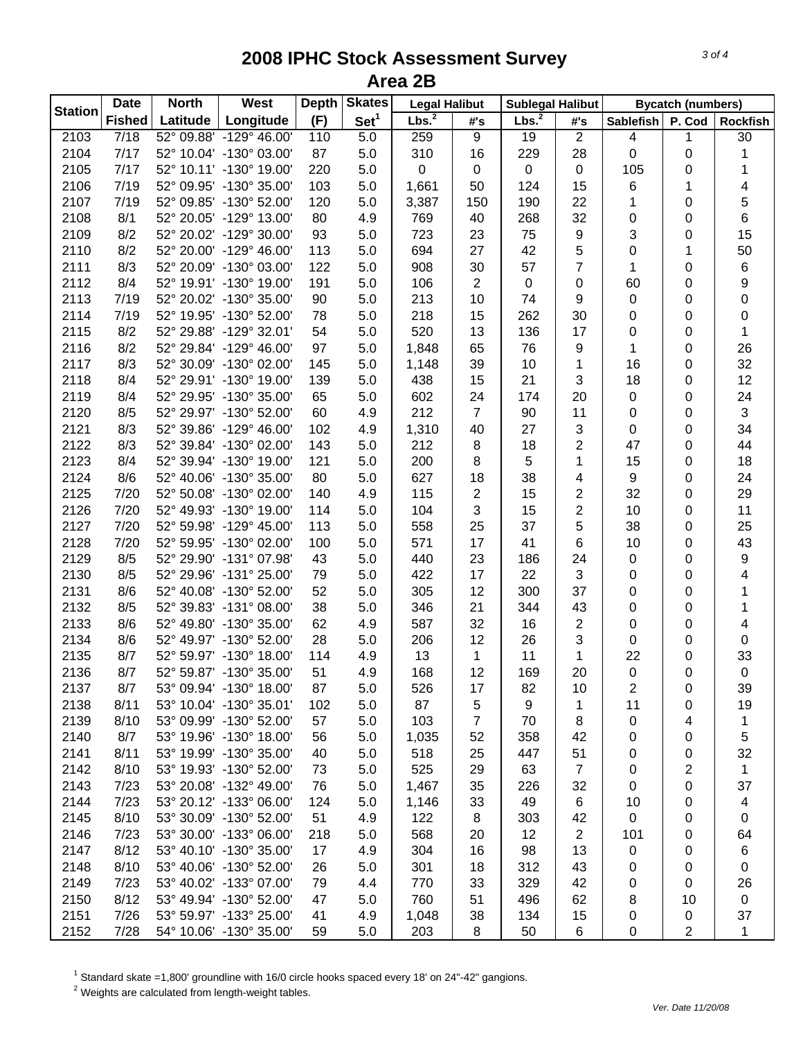# 2008 IPHC Stock Assessment Survey
## Area 2B

| Station | Date | North | West | Depth | Skates | Legal Halibut | | Sublegal Halibut | | Bycatch (numbers) | | |
|---|---|---|---|---|---|---|---|---|---|---|---|---|
| | Fished | Latitude | Longitude | (F) | Set[1] | Lbs.[2] | #'s | Lbs.[2] | #'s | Sablefish | P. Cod | Rockfish |
| 2103 | 7/18 | 52° 09.88' | -129° 46.00' | 110 | 5.0 | 259 | 9 | 19 | 2 | 4 | 1 | 30 |
| 2104 | 7/17 | 52° 10.04' | -130° 03.00' | 87 | 5.0 | 310 | 16 | 229 | 28 | 0 | 0 | 1 |
| 2105 | 7/17 | 52° 10.11' | -130° 19.00' | 220 | 5.0 | 0 | 0 | 0 | 0 | 105 | 0 | 1 |
| 2106 | 7/19 | 52° 09.95' | -130° 35.00' | 103 | 5.0 | 1,661 | 50 | 124 | 15 | 6 | 1 | 4 |
| 2107 | 7/19 | 52° 09.85' | -130° 52.00' | 120 | 5.0 | 3,387 | 150 | 190 | 22 | 1 | 0 | 5 |
| 2108 | 8/1 | 52° 20.05' | -129° 13.00' | 80 | 4.9 | 769 | 40 | 268 | 32 | 0 | 0 | 6 |
| 2109 | 8/2 | 52° 20.02' | -129° 30.00' | 93 | 5.0 | 723 | 23 | 75 | 9 | 3 | 0 | 15 |
| 2110 | 8/2 | 52° 20.00' | -129° 46.00' | 113 | 5.0 | 694 | 27 | 42 | 5 | 0 | 1 | 50 |
| 2111 | 8/3 | 52° 20.09' | -130° 03.00' | 122 | 5.0 | 908 | 30 | 57 | 7 | 1 | 0 | 6 |
| 2112 | 8/4 | 52° 19.91' | -130° 19.00' | 191 | 5.0 | 106 | 2 | 0 | 0 | 60 | 0 | 9 |
| 2113 | 7/19 | 52° 20.02' | -130° 35.00' | 90 | 5.0 | 213 | 10 | 74 | 9 | 0 | 0 | 0 |
| 2114 | 7/19 | 52° 19.95' | -130° 52.00' | 78 | 5.0 | 218 | 15 | 262 | 30 | 0 | 0 | 0 |
| 2115 | 8/2 | 52° 29.88' | -129° 32.01' | 54 | 5.0 | 520 | 13 | 136 | 17 | 0 | 0 | 1 |
| 2116 | 8/2 | 52° 29.84' | -129° 46.00' | 97 | 5.0 | 1,848 | 65 | 76 | 9 | 1 | 0 | 26 |
| 2117 | 8/3 | 52° 30.09' | -130° 02.00' | 145 | 5.0 | 1,148 | 39 | 10 | 1 | 16 | 0 | 32 |
| 2118 | 8/4 | 52° 29.91' | -130° 19.00' | 139 | 5.0 | 438 | 15 | 21 | 3 | 18 | 0 | 12 |
| 2119 | 8/4 | 52° 29.95' | -130° 35.00' | 65 | 5.0 | 602 | 24 | 174 | 20 | 0 | 0 | 24 |
| 2120 | 8/5 | 52° 29.97' | -130° 52.00' | 60 | 4.9 | 212 | 7 | 90 | 11 | 0 | 0 | 3 |
| 2121 | 8/3 | 52° 39.86' | -129° 46.00' | 102 | 4.9 | 1,310 | 40 | 27 | 3 | 0 | 0 | 34 |
| 2122 | 8/3 | 52° 39.84' | -130° 02.00' | 143 | 5.0 | 212 | 8 | 18 | 2 | 47 | 0 | 44 |
| 2123 | 8/4 | 52° 39.94' | -130° 19.00' | 121 | 5.0 | 200 | 8 | 5 | 1 | 15 | 0 | 18 |
| 2124 | 8/6 | 52° 40.06' | -130° 35.00' | 80 | 5.0 | 627 | 18 | 38 | 4 | 9 | 0 | 24 |
| 2125 | 7/20 | 52° 50.08' | -130° 02.00' | 140 | 4.9 | 115 | 2 | 15 | 2 | 32 | 0 | 29 |
| 2126 | 7/20 | 52° 49.93' | -130° 19.00' | 114 | 5.0 | 104 | 3 | 15 | 2 | 10 | 0 | 11 |
| 2127 | 7/20 | 52° 59.98' | -129° 45.00' | 113 | 5.0 | 558 | 25 | 37 | 5 | 38 | 0 | 25 |
| 2128 | 7/20 | 52° 59.95' | -130° 02.00' | 100 | 5.0 | 571 | 17 | 41 | 6 | 10 | 0 | 43 |
| 2129 | 8/5 | 52° 29.90' | -131° 07.98' | 43 | 5.0 | 440 | 23 | 186 | 24 | 0 | 0 | 9 |
| 2130 | 8/5 | 52° 29.96' | -131° 25.00' | 79 | 5.0 | 422 | 17 | 22 | 3 | 0 | 0 | 4 |
| 2131 | 8/6 | 52° 40.08' | -130° 52.00' | 52 | 5.0 | 305 | 12 | 300 | 37 | 0 | 0 | 1 |
| 2132 | 8/5 | 52° 39.83' | -131° 08.00' | 38 | 5.0 | 346 | 21 | 344 | 43 | 0 | 0 | 1 |
| 2133 | 8/6 | 52° 49.80' | -130° 35.00' | 62 | 4.9 | 587 | 32 | 16 | 2 | 0 | 0 | 4 |
| 2134 | 8/6 | 52° 49.97' | -130° 52.00' | 28 | 5.0 | 206 | 12 | 26 | 3 | 0 | 0 | 0 |
| 2135 | 8/7 | 52° 59.97' | -130° 18.00' | 114 | 4.9 | 13 | 1 | 11 | 1 | 22 | 0 | 33 |
| 2136 | 8/7 | 52° 59.87' | -130° 35.00' | 51 | 4.9 | 168 | 12 | 169 | 20 | 0 | 0 | 0 |
| 2137 | 8/7 | 53° 09.94' | -130° 18.00' | 87 | 5.0 | 526 | 17 | 82 | 10 | 2 | 0 | 39 |
| 2138 | 8/11 | 53° 10.04' | -130° 35.01' | 102 | 5.0 | 87 | 5 | 9 | 1 | 11 | 0 | 19 |
| 2139 | 8/10 | 53° 09.99' | -130° 52.00' | 57 | 5.0 | 103 | 7 | 70 | 8 | 0 | 4 | 1 |
| 2140 | 8/7 | 53° 19.96' | -130° 18.00' | 56 | 5.0 | 1,035 | 52 | 358 | 42 | 0 | 0 | 5 |
| 2141 | 8/11 | 53° 19.99' | -130° 35.00' | 40 | 5.0 | 518 | 25 | 447 | 51 | 0 | 0 | 32 |
| 2142 | 8/10 | 53° 19.93' | -130° 52.00' | 73 | 5.0 | 525 | 29 | 63 | 7 | 0 | 2 | 1 |
| 2143 | 7/23 | 53° 20.08' | -132° 49.00' | 76 | 5.0 | 1,467 | 35 | 226 | 32 | 0 | 0 | 37 |
| 2144 | 7/23 | 53° 20.12' | -133° 06.00' | 124 | 5.0 | 1,146 | 33 | 49 | 6 | 10 | 0 | 4 |
| 2145 | 8/10 | 53° 30.09' | -130° 52.00' | 51 | 4.9 | 122 | 8 | 303 | 42 | 0 | 0 | 0 |
| 2146 | 7/23 | 53° 30.00' | -133° 06.00' | 218 | 5.0 | 568 | 20 | 12 | 2 | 101 | 0 | 64 |
| 2147 | 8/12 | 53° 40.10' | -130° 35.00' | 17 | 4.9 | 304 | 16 | 98 | 13 | 0 | 0 | 6 |
| 2148 | 8/10 | 53° 40.06' | -130° 52.00' | 26 | 5.0 | 301 | 18 | 312 | 43 | 0 | 0 | 0 |
| 2149 | 7/23 | 53° 40.02' | -133° 07.00' | 79 | 4.4 | 770 | 33 | 329 | 42 | 0 | 0 | 26 |
| 2150 | 8/12 | 53° 49.94' | -130° 52.00' | 47 | 5.0 | 760 | 51 | 496 | 62 | 8 | 10 | 0 |
| 2151 | 7/26 | 53° 59.97' | -133° 25.00' | 41 | 4.9 | 1,048 | 38 | 134 | 15 | 0 | 0 | 37 |
| 2152 | 7/28 | 54° 10.06' | -130° 35.00' | 59 | 5.0 | 203 | 8 | 50 | 6 | 0 | 2 | 1 |

[1] Standard skate =1,800' groundline with 16/0 circle hooks spaced every 18' on 24"-42" gangions.

[2] Weights are calculated from length-weight tables.

Ver. Date 11/20/08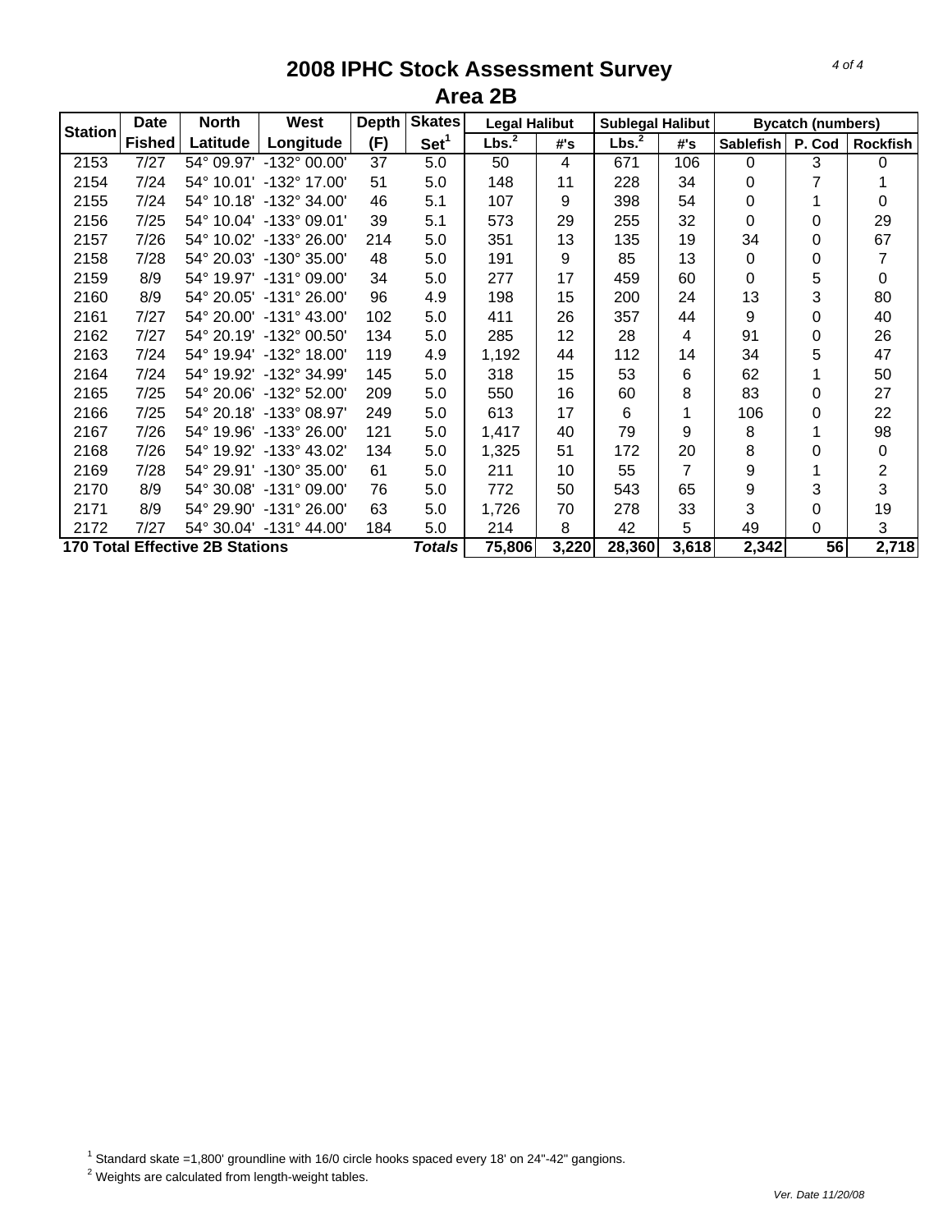# 2008 IPHC Stock Assessment Survey

## Area 2B

| Station | Date Fished | North Latitude | West Longitude | Depth (F) | Skates Set[1] | Legal Halibut Lbs.[2] | Legal Halibut #'s | Sublegal Halibut Lbs.[2] | Sublegal Halibut #'s | Bycatch (numbers) Sablefish | Bycatch (numbers) P. Cod | Bycatch (numbers) Rockfish |
|---|---|---|---|---|---|---|---|---|---|---|---|---|
| 2153 | 7/27 | 54° 09.97' | -132° 00.00' | 37 | 5.0 | 50 | 4 | 671 | 106 | 0 | 3 | 0 |
| 2154 | 7/24 | 54° 10.01' | -132° 17.00' | 51 | 5.0 | 148 | 11 | 228 | 34 | 0 | 7 | 1 |
| 2155 | 7/24 | 54° 10.18' | -132° 34.00' | 46 | 5.1 | 107 | 9 | 398 | 54 | 0 | 1 | 0 |
| 2156 | 7/25 | 54° 10.04' | -133° 09.01' | 39 | 5.1 | 573 | 29 | 255 | 32 | 0 | 0 | 29 |
| 2157 | 7/26 | 54° 10.02' | -133° 26.00' | 214 | 5.0 | 351 | 13 | 135 | 19 | 34 | 0 | 67 |
| 2158 | 7/28 | 54° 20.03' | -130° 35.00' | 48 | 5.0 | 191 | 9 | 85 | 13 | 0 | 0 | 7 |
| 2159 | 8/9 | 54° 19.97' | -131° 09.00' | 34 | 5.0 | 277 | 17 | 459 | 60 | 0 | 5 | 0 |
| 2160 | 8/9 | 54° 20.05' | -131° 26.00' | 96 | 4.9 | 198 | 15 | 200 | 24 | 13 | 3 | 80 |
| 2161 | 7/27 | 54° 20.00' | -131° 43.00' | 102 | 5.0 | 411 | 26 | 357 | 44 | 9 | 0 | 40 |
| 2162 | 7/27 | 54° 20.19' | -132° 00.50' | 134 | 5.0 | 285 | 12 | 28 | 4 | 91 | 0 | 26 |
| 2163 | 7/24 | 54° 19.94' | -132° 18.00' | 119 | 4.9 | 1,192 | 44 | 112 | 14 | 34 | 5 | 47 |
| 2164 | 7/24 | 54° 19.92' | -132° 34.99' | 145 | 5.0 | 318 | 15 | 53 | 6 | 62 | 1 | 50 |
| 2165 | 7/25 | 54° 20.06' | -132° 52.00' | 209 | 5.0 | 550 | 16 | 60 | 8 | 83 | 0 | 27 |
| 2166 | 7/25 | 54° 20.18' | -133° 08.97' | 249 | 5.0 | 613 | 17 | 6 | 1 | 106 | 0 | 22 |
| 2167 | 7/26 | 54° 19.96' | -133° 26.00' | 121 | 5.0 | 1,417 | 40 | 79 | 9 | 8 | 1 | 98 |
| 2168 | 7/26 | 54° 19.92' | -133° 43.02' | 134 | 5.0 | 1,325 | 51 | 172 | 20 | 8 | 0 | 0 |
| 2169 | 7/28 | 54° 29.91' | -130° 35.00' | 61 | 5.0 | 211 | 10 | 55 | 7 | 9 | 1 | 2 |
| 2170 | 8/9 | 54° 30.08' | -131° 09.00' | 76 | 5.0 | 772 | 50 | 543 | 65 | 9 | 3 | 3 |
| 2171 | 8/9 | 54° 29.90' | -131° 26.00' | 63 | 5.0 | 1,726 | 70 | 278 | 33 | 3 | 0 | 19 |
| 2172 | 7/27 | 54° 30.04' | -131° 44.00' | 184 | 5.0 | 214 | 8 | 42 | 5 | 49 | 0 | 3 |
| **170 Total Effective 2B Stations** | | | | | ***Totals*** | **75,806** | **3,220** | **28,360** | **3,618** | **2,342** | **56** | **2,718** |

[1] Standard skate =1,800' groundline with 16/0 circle hooks spaced every 18' on 24"-42" gangions.

[2] Weights are calculated from length-weight tables.

*Ver. Date 11/20/08*